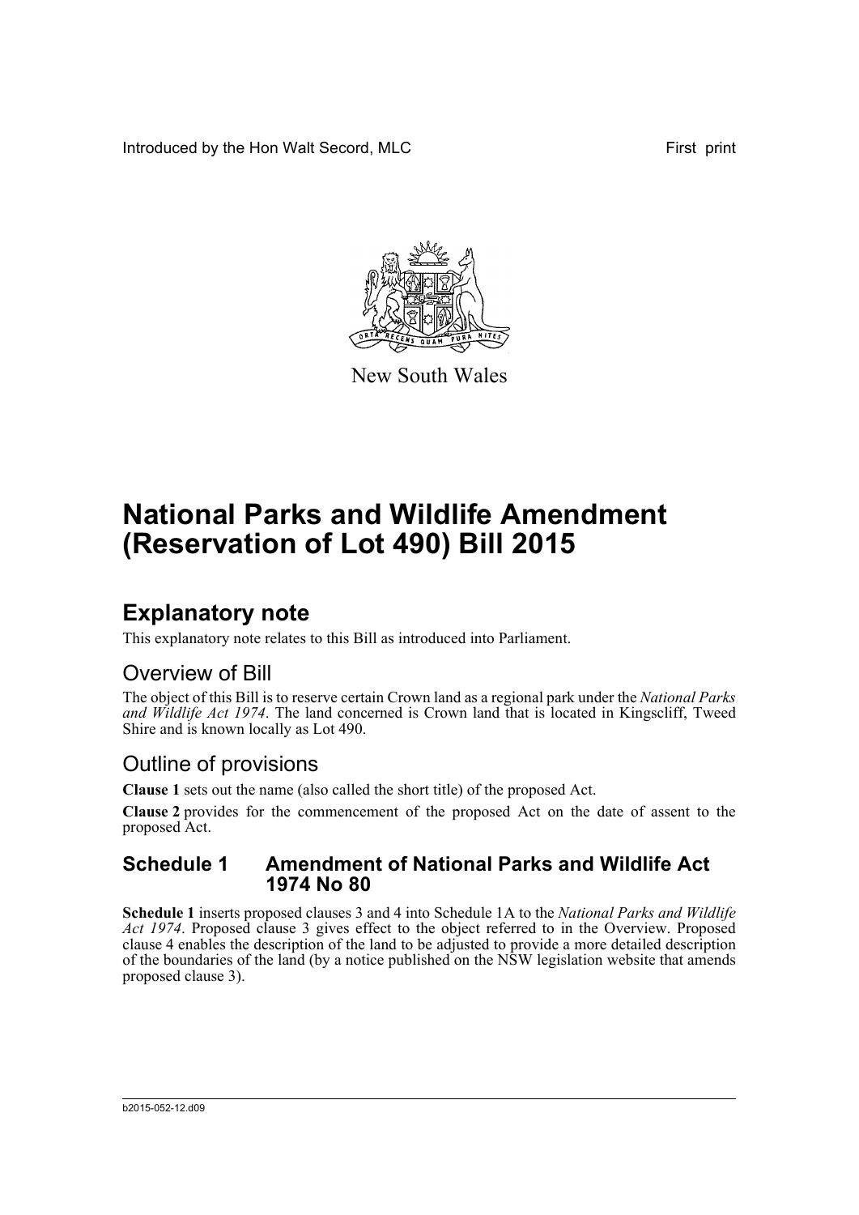Introduced by the Hon Walt Secord, MLC First print

New South Wales

# National Parks and Wildlife Amendment (Reservation of Lot 490) Bill 2015

## Explanatory note

This explanatory note relates to this Bill as introduced into Parliament.

### Overview of Bill

The object of this Bill is to reserve certain Crown land as a regional park under the *National Parks and Wildlife Act 1974*. The land concerned is Crown land that is located in Kingscliff, Tweed Shire and is known locally as Lot 490.

### Outline of provisions

**Clause 1** sets out the name (also called the short title) of the proposed Act.

**Clause 2** provides for the commencement of the proposed Act on the date of assent to the proposed Act.

### Schedule 1 Amendment of National Parks and Wildlife Act 1974 No 80

**Schedule 1** inserts proposed clauses 3 and 4 into Schedule 1A to the *National Parks and Wildlife Act 1974*. Proposed clause 3 gives effect to the object referred to in the Overview. Proposed clause 4 enables the description of the land to be adjusted to provide a more detailed description of the boundaries of the land (by a notice published on the NSW legislation website that amends proposed clause 3).

b2015-052-12.d09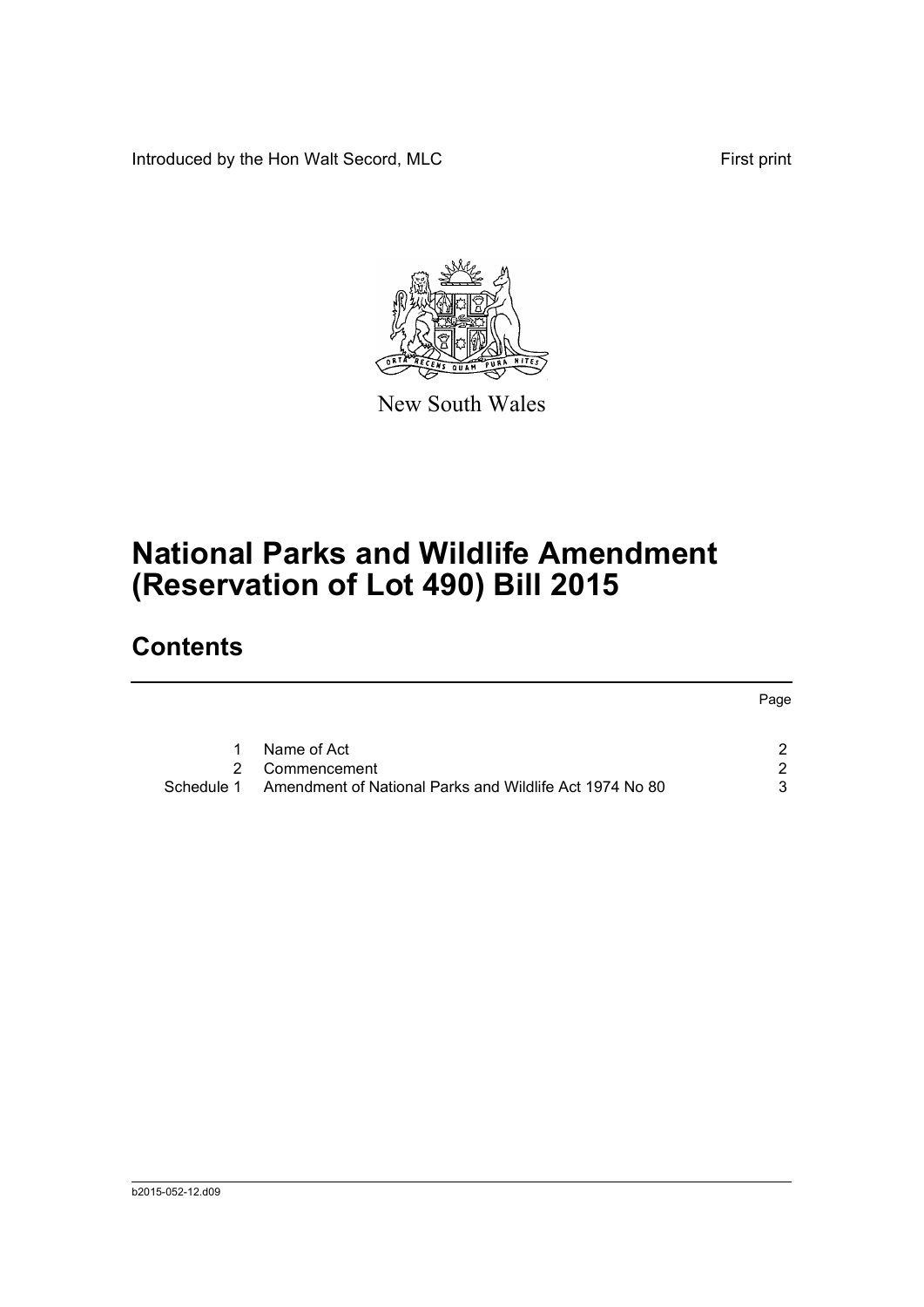Introduced by the Hon Walt Secord, MLC First print

New South Wales

# National Parks and Wildlife Amendment (Reservation of Lot 490) Bill 2015

## Contents

| | | Page |
|---|---|---|
| 1 | Name of Act | 2 |
| 2 | Commencement | 2 |
| Schedule 1 | Amendment of National Parks and Wildlife Act 1974 No 80 | 3 |

b2015-052-12.d09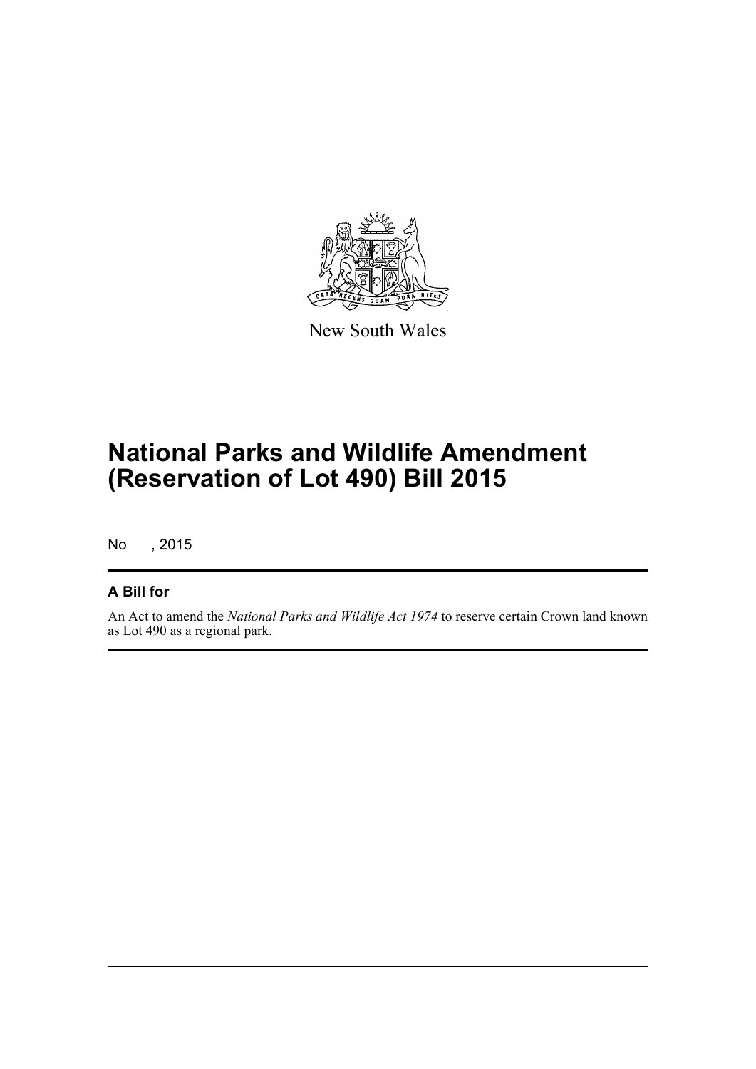New South Wales

# National Parks and Wildlife Amendment (Reservation of Lot 490) Bill 2015

No , 2015

## A Bill for

An Act to amend the *National Parks and Wildlife Act 1974* to reserve certain Crown land known as Lot 490 as a regional park.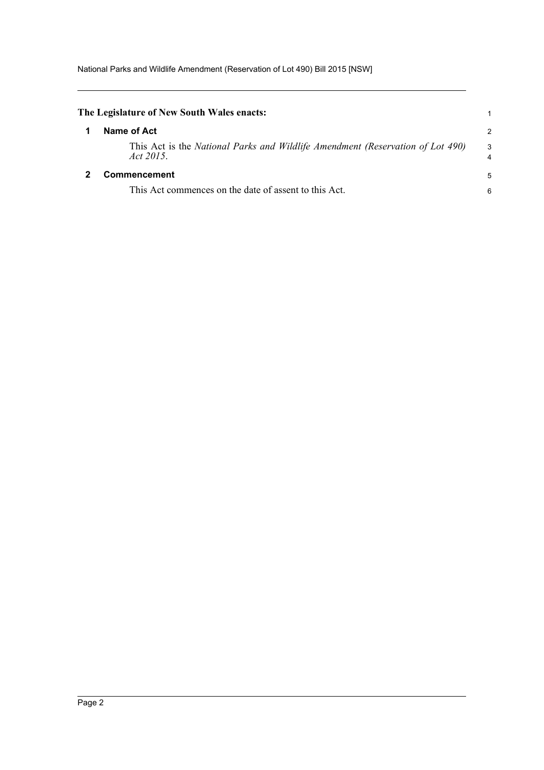**The Legislature of New South Wales enacts:**

## 1 Name of Act

This Act is the *National Parks and Wildlife Amendment (Reservation of Lot 490) Act 2015*.

## 2 Commencement

This Act commences on the date of assent to this Act.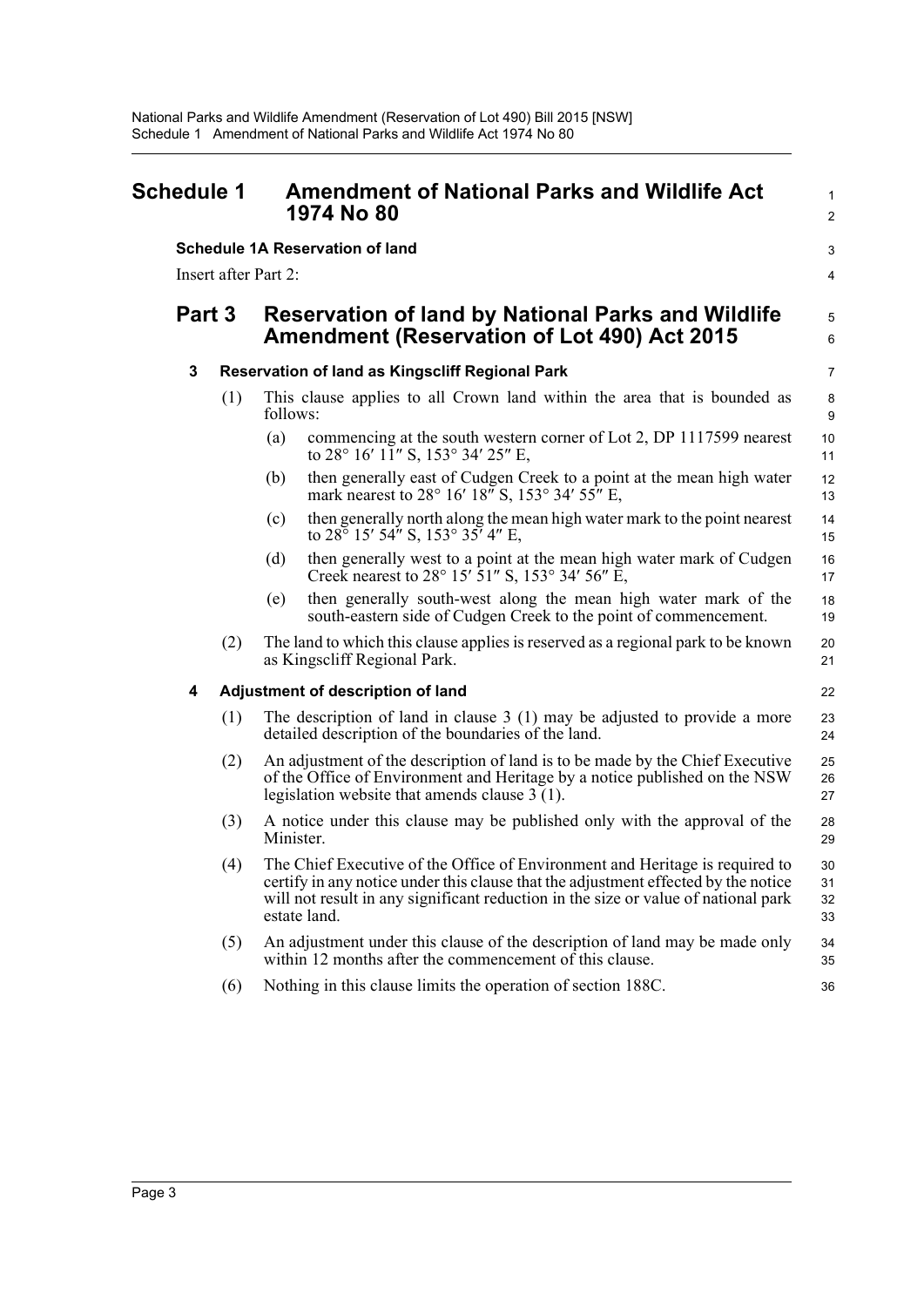# Schedule 1 Amendment of National Parks and Wildlife Act 1974 No 80

**Schedule 1A Reservation of land**

Insert after Part 2:

## Part 3 Reservation of land by National Parks and Wildlife Amendment (Reservation of Lot 490) Act 2015

### 3 Reservation of land as Kingscliff Regional Park

(1) This clause applies to all Crown land within the area that is bounded as follows:

- (a) commencing at the south western corner of Lot 2, DP 1117599 nearest to 28° 16′ 11″ S, 153° 34′ 25″ E,
- (b) then generally east of Cudgen Creek to a point at the mean high water mark nearest to 28° 16′ 18″ S, 153° 34′ 55″ E,
- (c) then generally north along the mean high water mark to the point nearest to 28° 15′ 54″ S, 153° 35′ 4″ E,
- (d) then generally west to a point at the mean high water mark of Cudgen Creek nearest to 28° 15′ 51″ S, 153° 34′ 56″ E,
- (e) then generally south-west along the mean high water mark of the south-eastern side of Cudgen Creek to the point of commencement.

(2) The land to which this clause applies is reserved as a regional park to be known as Kingscliff Regional Park.

### 4 Adjustment of description of land

(1) The description of land in clause 3 (1) may be adjusted to provide a more detailed description of the boundaries of the land.

(2) An adjustment of the description of land is to be made by the Chief Executive of the Office of Environment and Heritage by a notice published on the NSW legislation website that amends clause 3 (1).

(3) A notice under this clause may be published only with the approval of the Minister.

(4) The Chief Executive of the Office of Environment and Heritage is required to certify in any notice under this clause that the adjustment effected by the notice will not result in any significant reduction in the size or value of national park estate land.

(5) An adjustment under this clause of the description of land may be made only within 12 months after the commencement of this clause.

(6) Nothing in this clause limits the operation of section 188C.